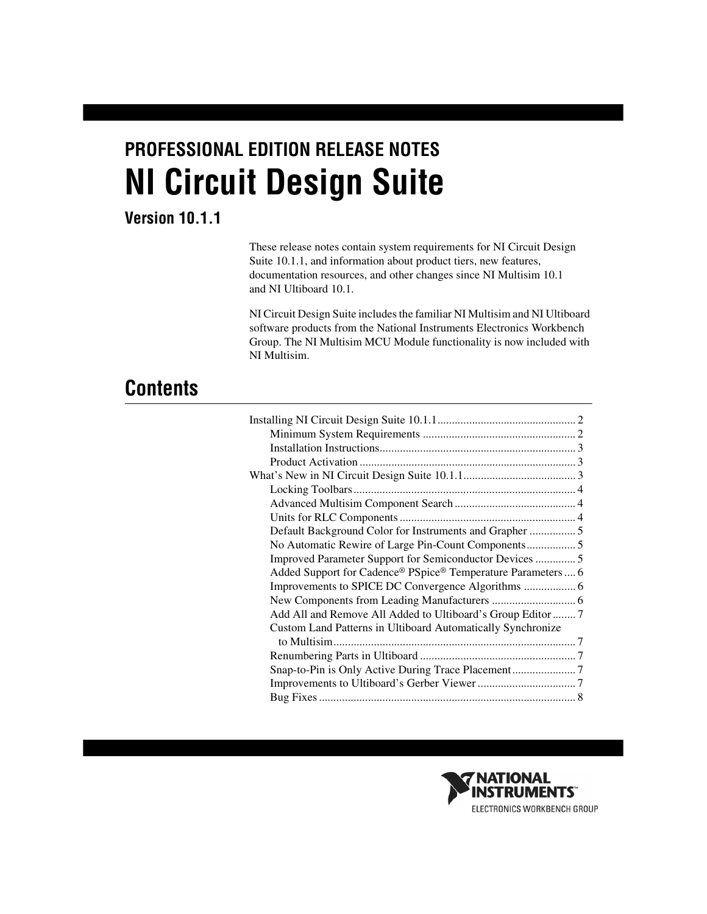PROFESSIONAL EDITION RELEASE NOTES

# NI Circuit Design Suite

### Version 10.1.1

These release notes contain system requirements for NI Circuit Design Suite 10.1.1, and information about product tiers, new features, documentation resources, and other changes since NI Multisim 10.1 and NI Ultiboard 10.1.

NI Circuit Design Suite includes the familiar NI Multisim and NI Ultiboard software products from the National Instruments Electronics Workbench Group. The NI Multisim MCU Module functionality is now included with NI Multisim.

## Contents

- Installing NI Circuit Design Suite 10.1.1 .... 2
  - Minimum System Requirements .... 2
  - Installation Instructions .... 3
  - Product Activation .... 3
- What's New in NI Circuit Design Suite 10.1.1 .... 3
  - Locking Toolbars .... 4
  - Advanced Multisim Component Search .... 4
  - Units for RLC Components .... 4
  - Default Background Color for Instruments and Grapher .... 5
  - No Automatic Rewire of Large Pin-Count Components .... 5
  - Improved Parameter Support for Semiconductor Devices .... 5
  - Added Support for Cadence® PSpice® Temperature Parameters .... 6
  - Improvements to SPICE DC Convergence Algorithms .... 6
  - New Components from Leading Manufacturers .... 6
  - Add All and Remove All Added to Ultiboard's Group Editor .... 7
  - Custom Land Patterns in Ultiboard Automatically Synchronize to Multisim .... 7
  - Renumbering Parts in Ultiboard .... 7
  - Snap-to-Pin is Only Active During Trace Placement .... 7
  - Improvements to Ultiboard's Gerber Viewer .... 7
  - Bug Fixes .... 8

NATIONAL INSTRUMENTS™
ELECTRONICS WORKBENCH GROUP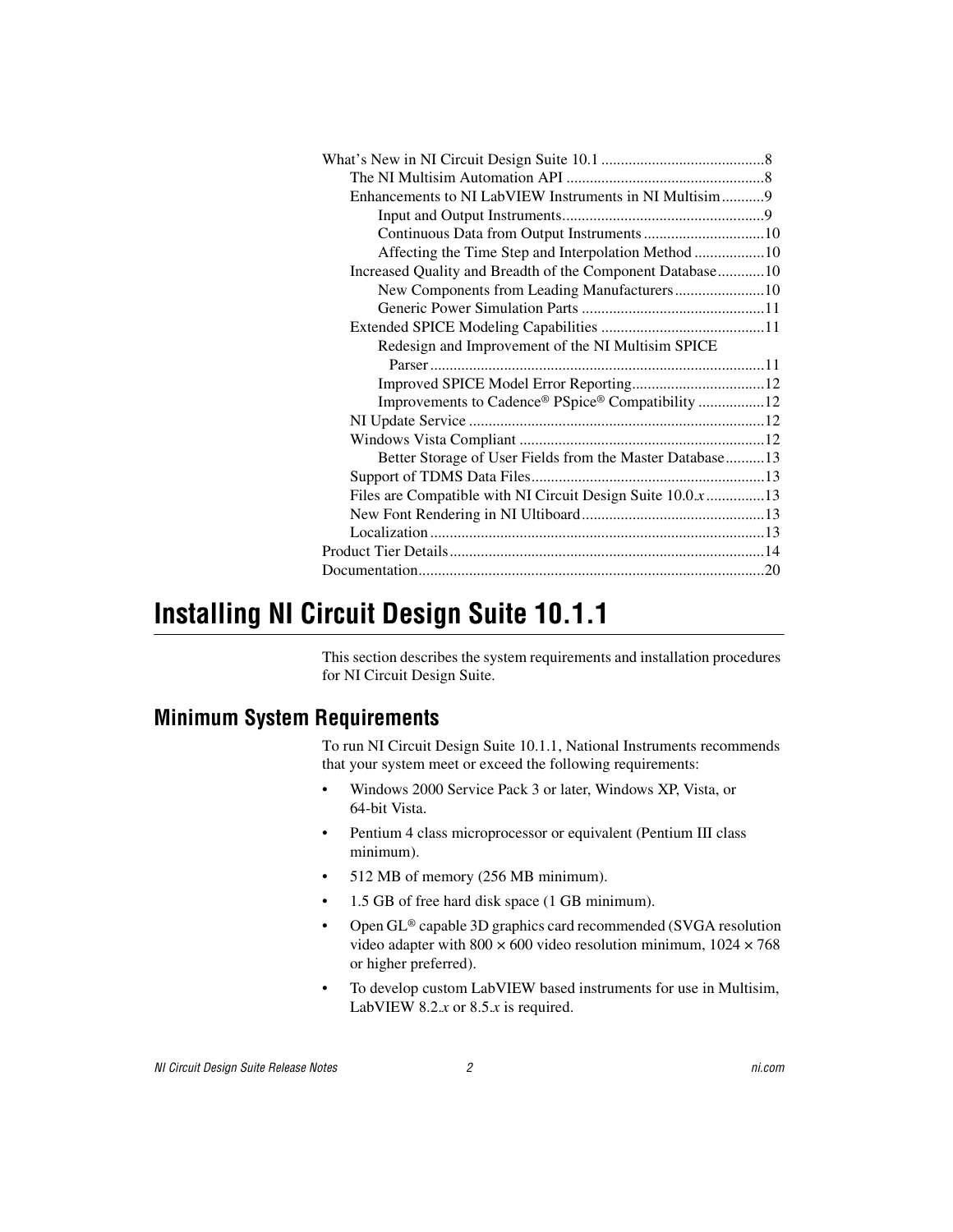What's New in NI Circuit Design Suite 10.1 .......................................... 8
- The NI Multisim Automation API .................................................. 8
- Enhancements to NI LabVIEW Instruments in NI Multisim ........... 9
  - Input and Output Instruments ................................................... 9
  - Continuous Data from Output Instruments ............................... 10
  - Affecting the Time Step and Interpolation Method .................. 10
- Increased Quality and Breadth of the Component Database ............ 10
  - New Components from Leading Manufacturers ....................... 10
  - Generic Power Simulation Parts ............................................... 11
- Extended SPICE Modeling Capabilities .......................................... 11
  - Redesign and Improvement of the NI Multisim SPICE Parser ..................................................................................... 11
  - Improved SPICE Model Error Reporting .................................. 12
  - Improvements to Cadence® PSpice® Compatibility ................. 12
- NI Update Service ............................................................................ 12
- Windows Vista Compliant ............................................................... 12
  - Better Storage of User Fields from the Master Database .......... 13
- Support of TDMS Data Files ............................................................ 13
- Files are Compatible with NI Circuit Design Suite 10.0.*x* ............... 13
- New Font Rendering in NI Ultiboard ............................................... 13
- Localization ...................................................................................... 13

Product Tier Details ................................................................................. 14

Documentation ......................................................................................... 20

# Installing NI Circuit Design Suite 10.1.1

This section describes the system requirements and installation procedures for NI Circuit Design Suite.

## Minimum System Requirements

To run NI Circuit Design Suite 10.1.1, National Instruments recommends that your system meet or exceed the following requirements:

- Windows 2000 Service Pack 3 or later, Windows XP, Vista, or 64-bit Vista.
- Pentium 4 class microprocessor or equivalent (Pentium III class minimum).
- 512 MB of memory (256 MB minimum).
- 1.5 GB of free hard disk space (1 GB minimum).
- Open GL® capable 3D graphics card recommended (SVGA resolution video adapter with 800 × 600 video resolution minimum, 1024 × 768 or higher preferred).
- To develop custom LabVIEW based instruments for use in Multisim, LabVIEW 8.2.*x* or 8.5.*x* is required.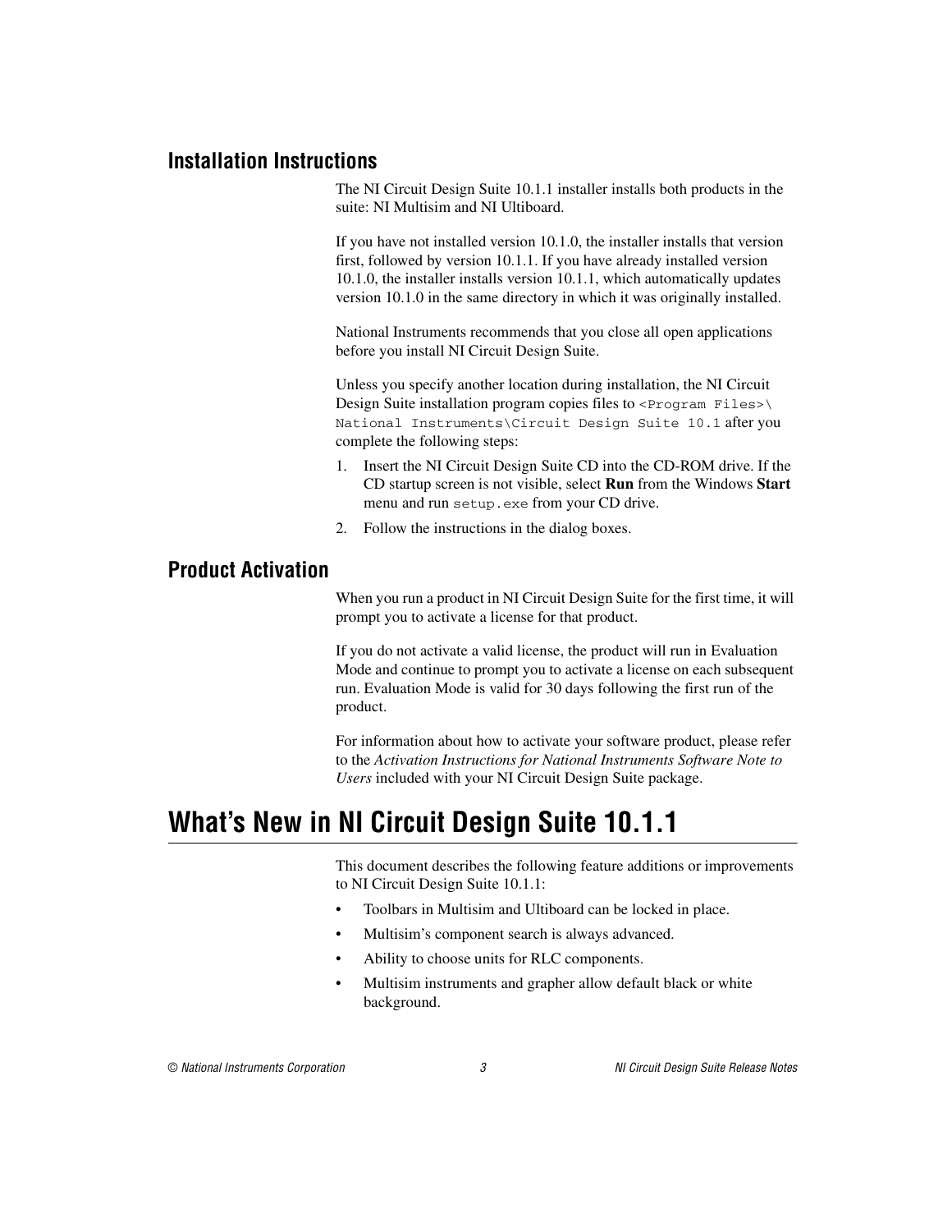## Installation Instructions

The NI Circuit Design Suite 10.1.1 installer installs both products in the suite: NI Multisim and NI Ultiboard.

If you have not installed version 10.1.0, the installer installs that version first, followed by version 10.1.1. If you have already installed version 10.1.0, the installer installs version 10.1.1, which automatically updates version 10.1.0 in the same directory in which it was originally installed.

National Instruments recommends that you close all open applications before you install NI Circuit Design Suite.

Unless you specify another location during installation, the NI Circuit Design Suite installation program copies files to `<Program Files>\National Instruments\Circuit Design Suite 10.1` after you complete the following steps:

1. Insert the NI Circuit Design Suite CD into the CD-ROM drive. If the CD startup screen is not visible, select **Run** from the Windows **Start** menu and run `setup.exe` from your CD drive.
2. Follow the instructions in the dialog boxes.

## Product Activation

When you run a product in NI Circuit Design Suite for the first time, it will prompt you to activate a license for that product.

If you do not activate a valid license, the product will run in Evaluation Mode and continue to prompt you to activate a license on each subsequent run. Evaluation Mode is valid for 30 days following the first run of the product.

For information about how to activate your software product, please refer to the *Activation Instructions for National Instruments Software Note to Users* included with your NI Circuit Design Suite package.

# What's New in NI Circuit Design Suite 10.1.1

This document describes the following feature additions or improvements to NI Circuit Design Suite 10.1.1:

- Toolbars in Multisim and Ultiboard can be locked in place.
- Multisim's component search is always advanced.
- Ability to choose units for RLC components.
- Multisim instruments and grapher allow default black or white background.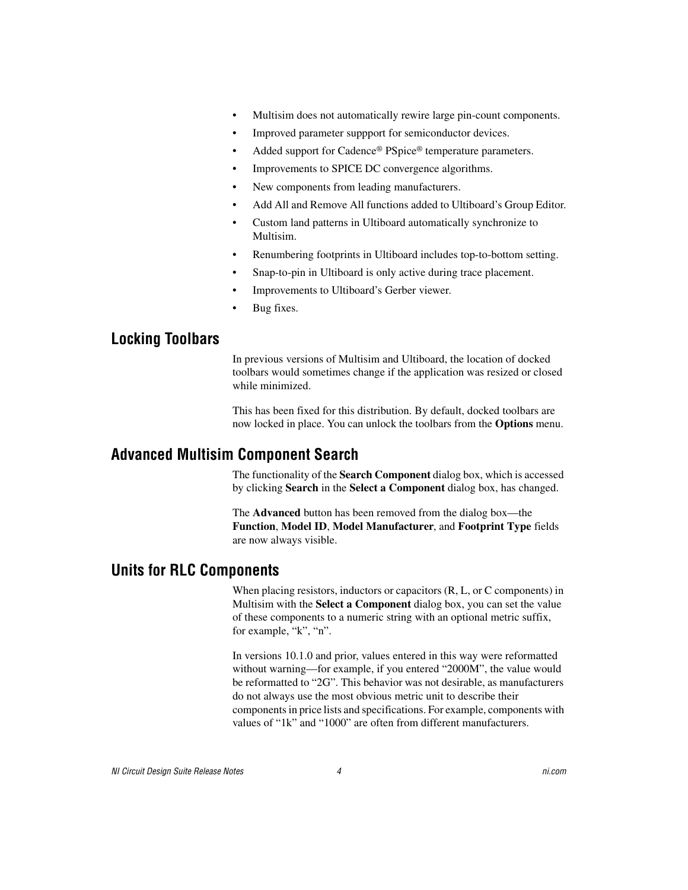- Multisim does not automatically rewire large pin-count components.
- Improved parameter suppport for semiconductor devices.
- Added support for Cadence® PSpice® temperature parameters.
- Improvements to SPICE DC convergence algorithms.
- New components from leading manufacturers.
- Add All and Remove All functions added to Ultiboard's Group Editor.
- Custom land patterns in Ultiboard automatically synchronize to Multisim.
- Renumbering footprints in Ultiboard includes top-to-bottom setting.
- Snap-to-pin in Ultiboard is only active during trace placement.
- Improvements to Ultiboard's Gerber viewer.
- Bug fixes.

## Locking Toolbars

In previous versions of Multisim and Ultiboard, the location of docked toolbars would sometimes change if the application was resized or closed while minimized.

This has been fixed for this distribution. By default, docked toolbars are now locked in place. You can unlock the toolbars from the **Options** menu.

## Advanced Multisim Component Search

The functionality of the **Search Component** dialog box, which is accessed by clicking **Search** in the **Select a Component** dialog box, has changed.

The **Advanced** button has been removed from the dialog box—the **Function**, **Model ID**, **Model Manufacturer**, and **Footprint Type** fields are now always visible.

## Units for RLC Components

When placing resistors, inductors or capacitors (R, L, or C components) in Multisim with the **Select a Component** dialog box, you can set the value of these components to a numeric string with an optional metric suffix, for example, "k", "n".

In versions 10.1.0 and prior, values entered in this way were reformatted without warning—for example, if you entered "2000M", the value would be reformatted to "2G". This behavior was not desirable, as manufacturers do not always use the most obvious metric unit to describe their components in price lists and specifications. For example, components with values of "1k" and "1000" are often from different manufacturers.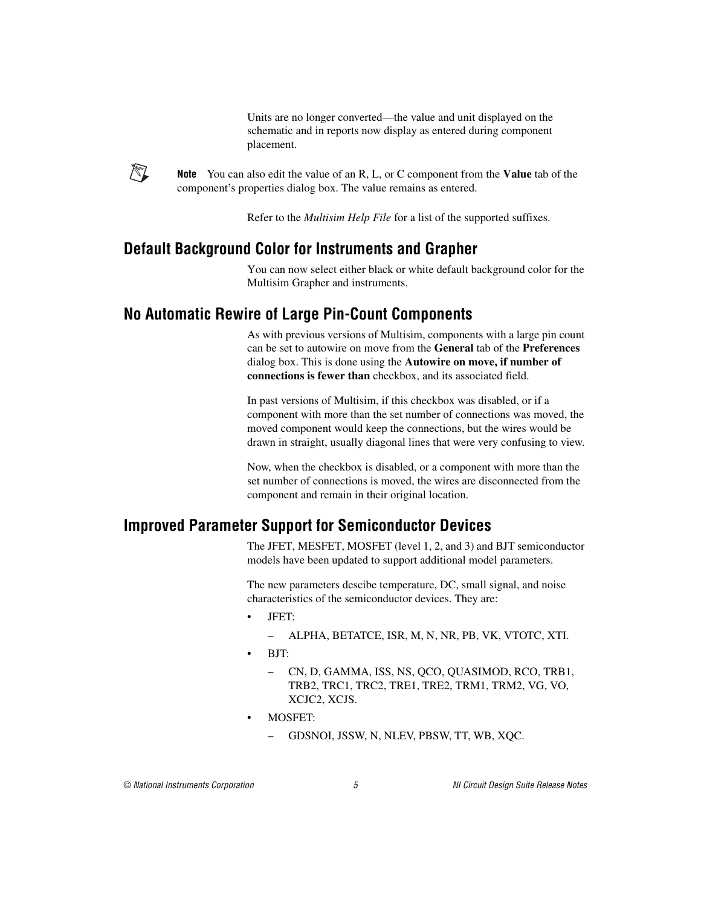Units are no longer converted—the value and unit displayed on the schematic and in reports now display as entered during component placement.

**Note** You can also edit the value of an R, L, or C component from the **Value** tab of the component's properties dialog box. The value remains as entered.

Refer to the *Multisim Help File* for a list of the supported suffixes.

## Default Background Color for Instruments and Grapher

You can now select either black or white default background color for the Multisim Grapher and instruments.

## No Automatic Rewire of Large Pin-Count Components

As with previous versions of Multisim, components with a large pin count can be set to autowire on move from the **General** tab of the **Preferences** dialog box. This is done using the **Autowire on move, if number of connections is fewer than** checkbox, and its associated field.

In past versions of Multisim, if this checkbox was disabled, or if a component with more than the set number of connections was moved, the moved component would keep the connections, but the wires would be drawn in straight, usually diagonal lines that were very confusing to view.

Now, when the checkbox is disabled, or a component with more than the set number of connections is moved, the wires are disconnected from the component and remain in their original location.

## Improved Parameter Support for Semiconductor Devices

The JFET, MESFET, MOSFET (level 1, 2, and 3) and BJT semiconductor models have been updated to support additional model parameters.

The new parameters descibe temperature, DC, small signal, and noise characteristics of the semiconductor devices. They are:

- JFET:
  - ALPHA, BETATCE, ISR, M, N, NR, PB, VK, VTOTC, XTI.
- BJT:
  - CN, D, GAMMA, ISS, NS, QCO, QUASIMOD, RCO, TRB1, TRB2, TRC1, TRC2, TRE1, TRE2, TRM1, TRM2, VG, VO, XCJC2, XCJS.
- MOSFET:
  - GDSNOI, JSSW, N, NLEV, PBSW, TT, WB, XQC.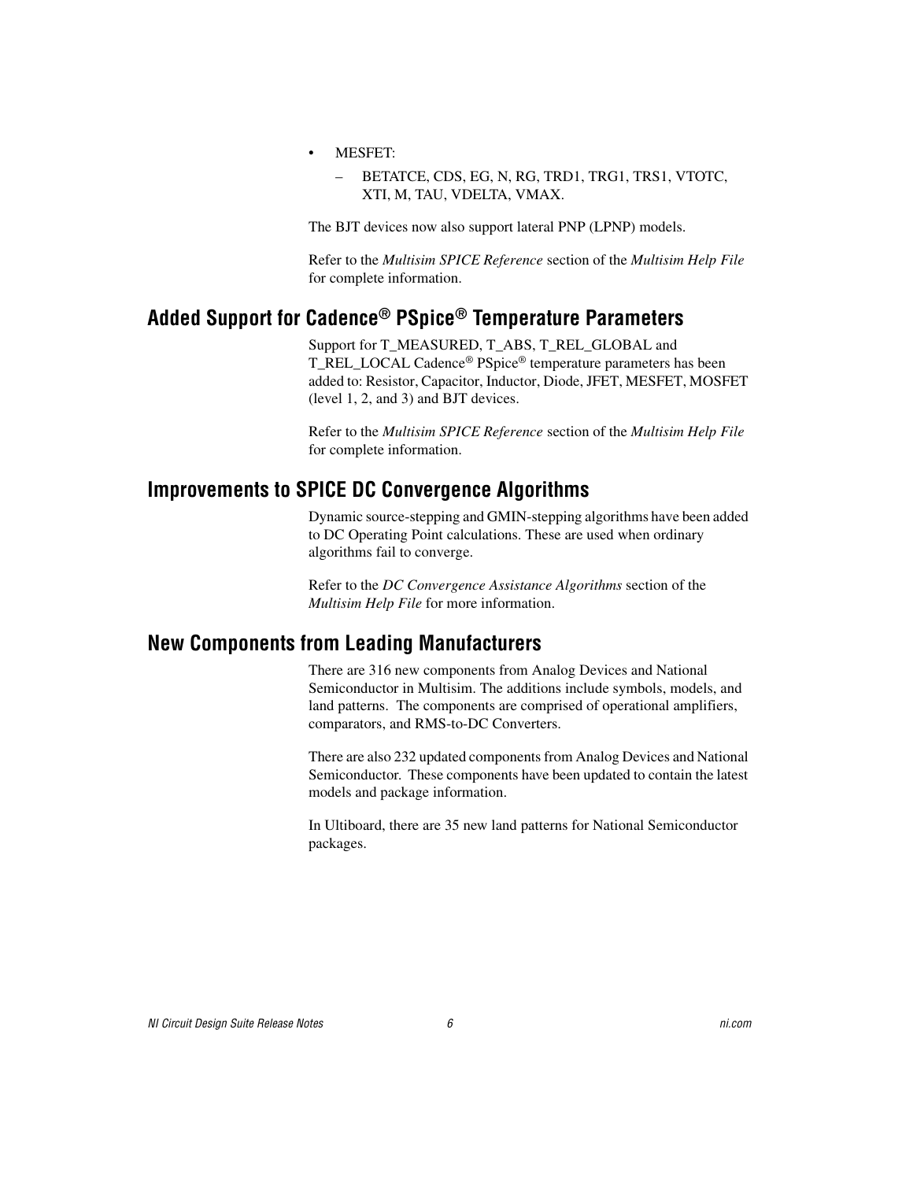- MESFET:
  - BETATCE, CDS, EG, N, RG, TRD1, TRG1, TRS1, VTOTC, XTI, M, TAU, VDELTA, VMAX.

The BJT devices now also support lateral PNP (LPNP) models.

Refer to the *Multisim SPICE Reference* section of the *Multisim Help File* for complete information.

## Added Support for Cadence® PSpice® Temperature Parameters

Support for T_MEASURED, T_ABS, T_REL_GLOBAL and T_REL_LOCAL Cadence® PSpice® temperature parameters has been added to: Resistor, Capacitor, Inductor, Diode, JFET, MESFET, MOSFET (level 1, 2, and 3) and BJT devices.

Refer to the *Multisim SPICE Reference* section of the *Multisim Help File* for complete information.

## Improvements to SPICE DC Convergence Algorithms

Dynamic source-stepping and GMIN-stepping algorithms have been added to DC Operating Point calculations. These are used when ordinary algorithms fail to converge.

Refer to the *DC Convergence Assistance Algorithms* section of the *Multisim Help File* for more information.

## New Components from Leading Manufacturers

There are 316 new components from Analog Devices and National Semiconductor in Multisim. The additions include symbols, models, and land patterns. The components are comprised of operational amplifiers, comparators, and RMS-to-DC Converters.

There are also 232 updated components from Analog Devices and National Semiconductor. These components have been updated to contain the latest models and package information.

In Ultiboard, there are 35 new land patterns for National Semiconductor packages.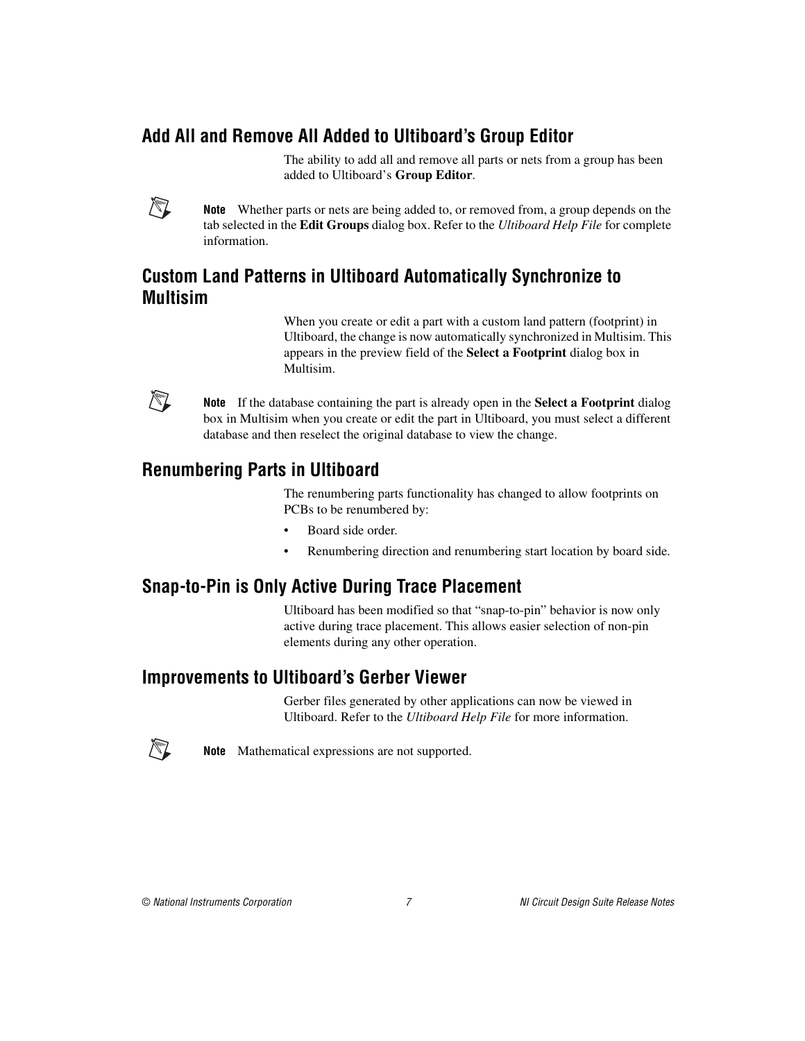## Add All and Remove All Added to Ultiboard's Group Editor

The ability to add all and remove all parts or nets from a group has been added to Ultiboard's **Group Editor**.

> **Note** Whether parts or nets are being added to, or removed from, a group depends on the tab selected in the **Edit Groups** dialog box. Refer to the *Ultiboard Help File* for complete information.

## Custom Land Patterns in Ultiboard Automatically Synchronize to Multisim

When you create or edit a part with a custom land pattern (footprint) in Ultiboard, the change is now automatically synchronized in Multisim. This appears in the preview field of the **Select a Footprint** dialog box in Multisim.

> **Note** If the database containing the part is already open in the **Select a Footprint** dialog box in Multisim when you create or edit the part in Ultiboard, you must select a different database and then reselect the original database to view the change.

## Renumbering Parts in Ultiboard

The renumbering parts functionality has changed to allow footprints on PCBs to be renumbered by:

- Board side order.
- Renumbering direction and renumbering start location by board side.

## Snap-to-Pin is Only Active During Trace Placement

Ultiboard has been modified so that "snap-to-pin" behavior is now only active during trace placement. This allows easier selection of non-pin elements during any other operation.

## Improvements to Ultiboard's Gerber Viewer

Gerber files generated by other applications can now be viewed in Ultiboard. Refer to the *Ultiboard Help File* for more information.

> **Note** Mathematical expressions are not supported.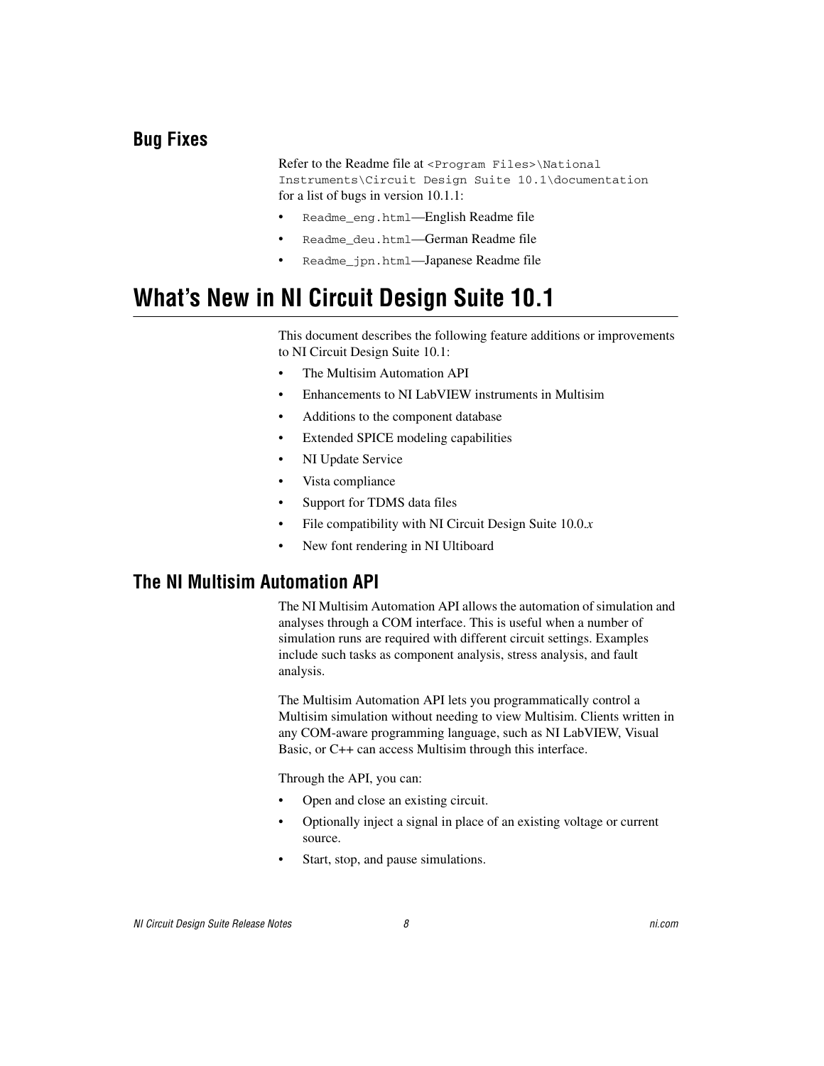### Bug Fixes

Refer to the Readme file at `<Program Files>\National Instruments\Circuit Design Suite 10.1\documentation` for a list of bugs in version 10.1.1:

- `Readme_eng.html`—English Readme file
- `Readme_deu.html`—German Readme file
- `Readme_jpn.html`—Japanese Readme file

## What's New in NI Circuit Design Suite 10.1

This document describes the following feature additions or improvements to NI Circuit Design Suite 10.1:

- The Multisim Automation API
- Enhancements to NI LabVIEW instruments in Multisim
- Additions to the component database
- Extended SPICE modeling capabilities
- NI Update Service
- Vista compliance
- Support for TDMS data files
- File compatibility with NI Circuit Design Suite 10.0.*x*
- New font rendering in NI Ultiboard

### The NI Multisim Automation API

The NI Multisim Automation API allows the automation of simulation and analyses through a COM interface. This is useful when a number of simulation runs are required with different circuit settings. Examples include such tasks as component analysis, stress analysis, and fault analysis.

The Multisim Automation API lets you programmatically control a Multisim simulation without needing to view Multisim. Clients written in any COM-aware programming language, such as NI LabVIEW, Visual Basic, or C++ can access Multisim through this interface.

Through the API, you can:

- Open and close an existing circuit.
- Optionally inject a signal in place of an existing voltage or current source.
- Start, stop, and pause simulations.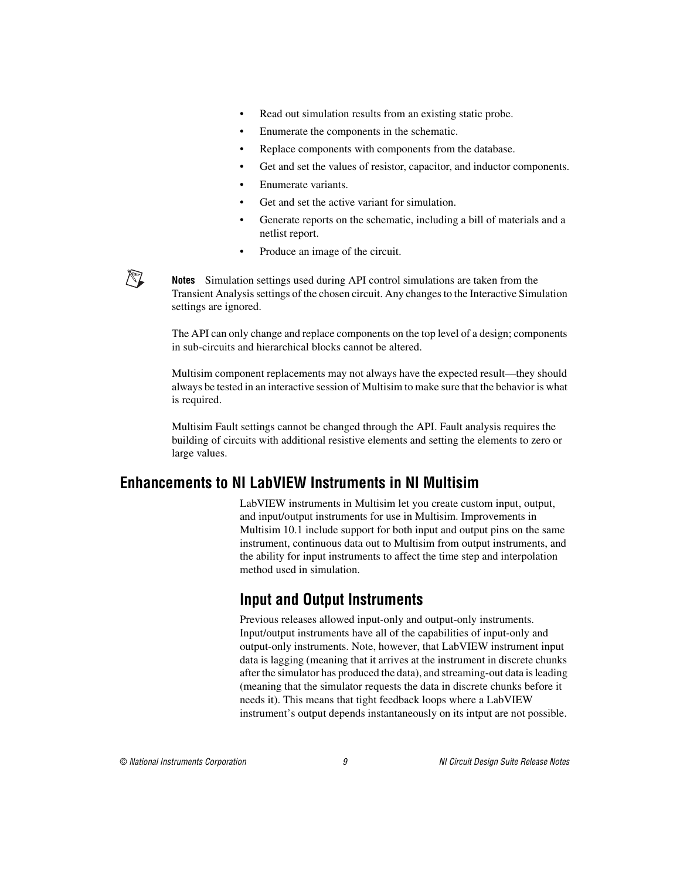- Read out simulation results from an existing static probe.
- Enumerate the components in the schematic.
- Replace components with components from the database.
- Get and set the values of resistor, capacitor, and inductor components.
- Enumerate variants.
- Get and set the active variant for simulation.
- Generate reports on the schematic, including a bill of materials and a netlist report.
- Produce an image of the circuit.

**Notes** Simulation settings used during API control simulations are taken from the Transient Analysis settings of the chosen circuit. Any changes to the Interactive Simulation settings are ignored.

The API can only change and replace components on the top level of a design; components in sub-circuits and hierarchical blocks cannot be altered.

Multisim component replacements may not always have the expected result—they should always be tested in an interactive session of Multisim to make sure that the behavior is what is required.

Multisim Fault settings cannot be changed through the API. Fault analysis requires the building of circuits with additional resistive elements and setting the elements to zero or large values.

## Enhancements to NI LabVIEW Instruments in NI Multisim

LabVIEW instruments in Multisim let you create custom input, output, and input/output instruments for use in Multisim. Improvements in Multisim 10.1 include support for both input and output pins on the same instrument, continuous data out to Multisim from output instruments, and the ability for input instruments to affect the time step and interpolation method used in simulation.

### Input and Output Instruments

Previous releases allowed input-only and output-only instruments. Input/output instruments have all of the capabilities of input-only and output-only instruments. Note, however, that LabVIEW instrument input data is lagging (meaning that it arrives at the instrument in discrete chunks after the simulator has produced the data), and streaming-out data is leading (meaning that the simulator requests the data in discrete chunks before it needs it). This means that tight feedback loops where a LabVIEW instrument's output depends instantaneously on its intput are not possible.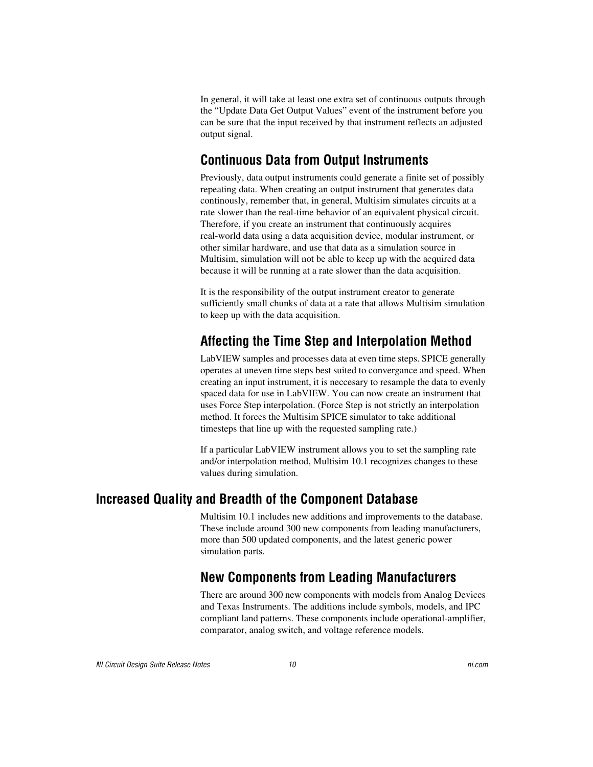In general, it will take at least one extra set of continuous outputs through the "Update Data Get Output Values" event of the instrument before you can be sure that the input received by that instrument reflects an adjusted output signal.

### Continuous Data from Output Instruments

Previously, data output instruments could generate a finite set of possibly repeating data. When creating an output instrument that generates data continously, remember that, in general, Multisim simulates circuits at a rate slower than the real-time behavior of an equivalent physical circuit. Therefore, if you create an instrument that continuously acquires real-world data using a data acquisition device, modular instrument, or other similar hardware, and use that data as a simulation source in Multisim, simulation will not be able to keep up with the acquired data because it will be running at a rate slower than the data acquisition.

It is the responsibility of the output instrument creator to generate sufficiently small chunks of data at a rate that allows Multisim simulation to keep up with the data acquisition.

### Affecting the Time Step and Interpolation Method

LabVIEW samples and processes data at even time steps. SPICE generally operates at uneven time steps best suited to convergance and speed. When creating an input instrument, it is neccesary to resample the data to evenly spaced data for use in LabVIEW. You can now create an instrument that uses Force Step interpolation. (Force Step is not strictly an interpolation method. It forces the Multisim SPICE simulator to take additional timesteps that line up with the requested sampling rate.)

If a particular LabVIEW instrument allows you to set the sampling rate and/or interpolation method, Multisim 10.1 recognizes changes to these values during simulation.

## Increased Quality and Breadth of the Component Database

Multisim 10.1 includes new additions and improvements to the database. These include around 300 new components from leading manufacturers, more than 500 updated components, and the latest generic power simulation parts.

### New Components from Leading Manufacturers

There are around 300 new components with models from Analog Devices and Texas Instruments. The additions include symbols, models, and IPC compliant land patterns. These components include operational-amplifier, comparator, analog switch, and voltage reference models.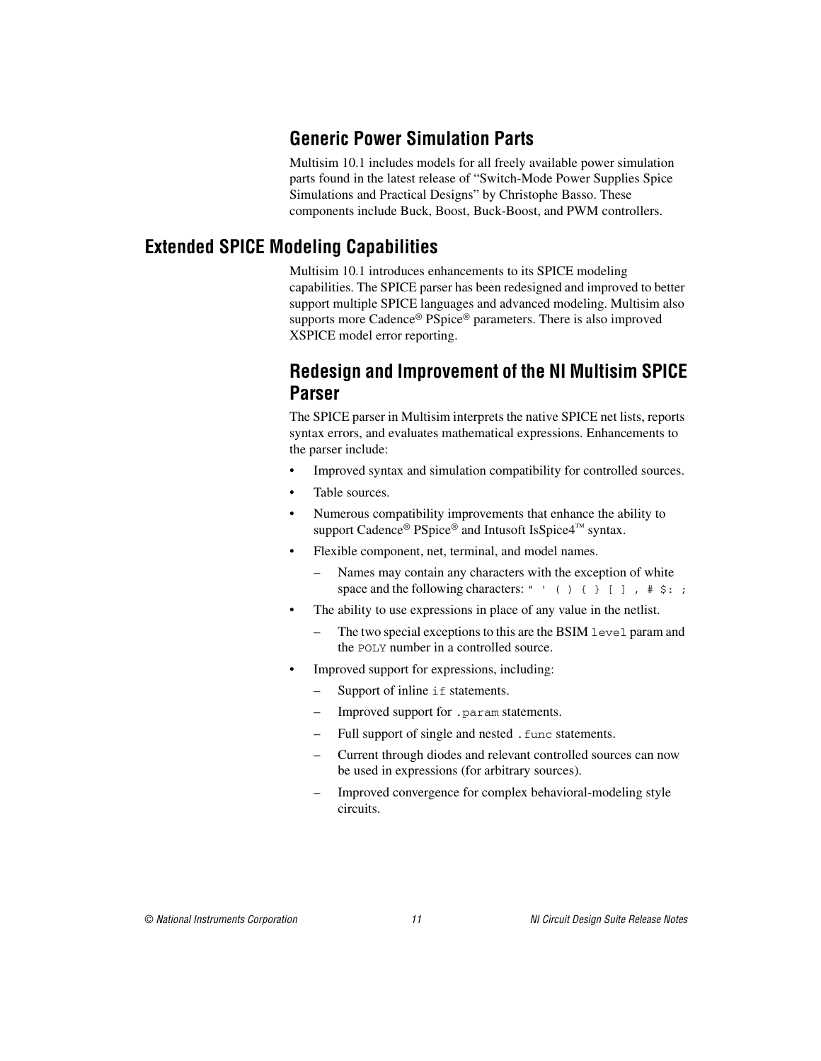### Generic Power Simulation Parts

Multisim 10.1 includes models for all freely available power simulation parts found in the latest release of "Switch-Mode Power Supplies Spice Simulations and Practical Designs" by Christophe Basso. These components include Buck, Boost, Buck-Boost, and PWM controllers.

## Extended SPICE Modeling Capabilities

Multisim 10.1 introduces enhancements to its SPICE modeling capabilities. The SPICE parser has been redesigned and improved to better support multiple SPICE languages and advanced modeling. Multisim also supports more Cadence® PSpice® parameters. There is also improved XSPICE model error reporting.

### Redesign and Improvement of the NI Multisim SPICE Parser

The SPICE parser in Multisim interprets the native SPICE net lists, reports syntax errors, and evaluates mathematical expressions. Enhancements to the parser include:

- Improved syntax and simulation compatibility for controlled sources.
- Table sources.
- Numerous compatibility improvements that enhance the ability to support Cadence® PSpice® and Intusoft IsSpice4™ syntax.
- Flexible component, net, terminal, and model names.
  - Names may contain any characters with the exception of white space and the following characters: `" ' ( ) { } [ ] , # $: ;`
- The ability to use expressions in place of any value in the netlist.
  - The two special exceptions to this are the BSIM `level` param and the `POLY` number in a controlled source.
- Improved support for expressions, including:
  - Support of inline `if` statements.
  - Improved support for `.param` statements.
  - Full support of single and nested `.func` statements.
  - Current through diodes and relevant controlled sources can now be used in expressions (for arbitrary sources).
  - Improved convergence for complex behavioral-modeling style circuits.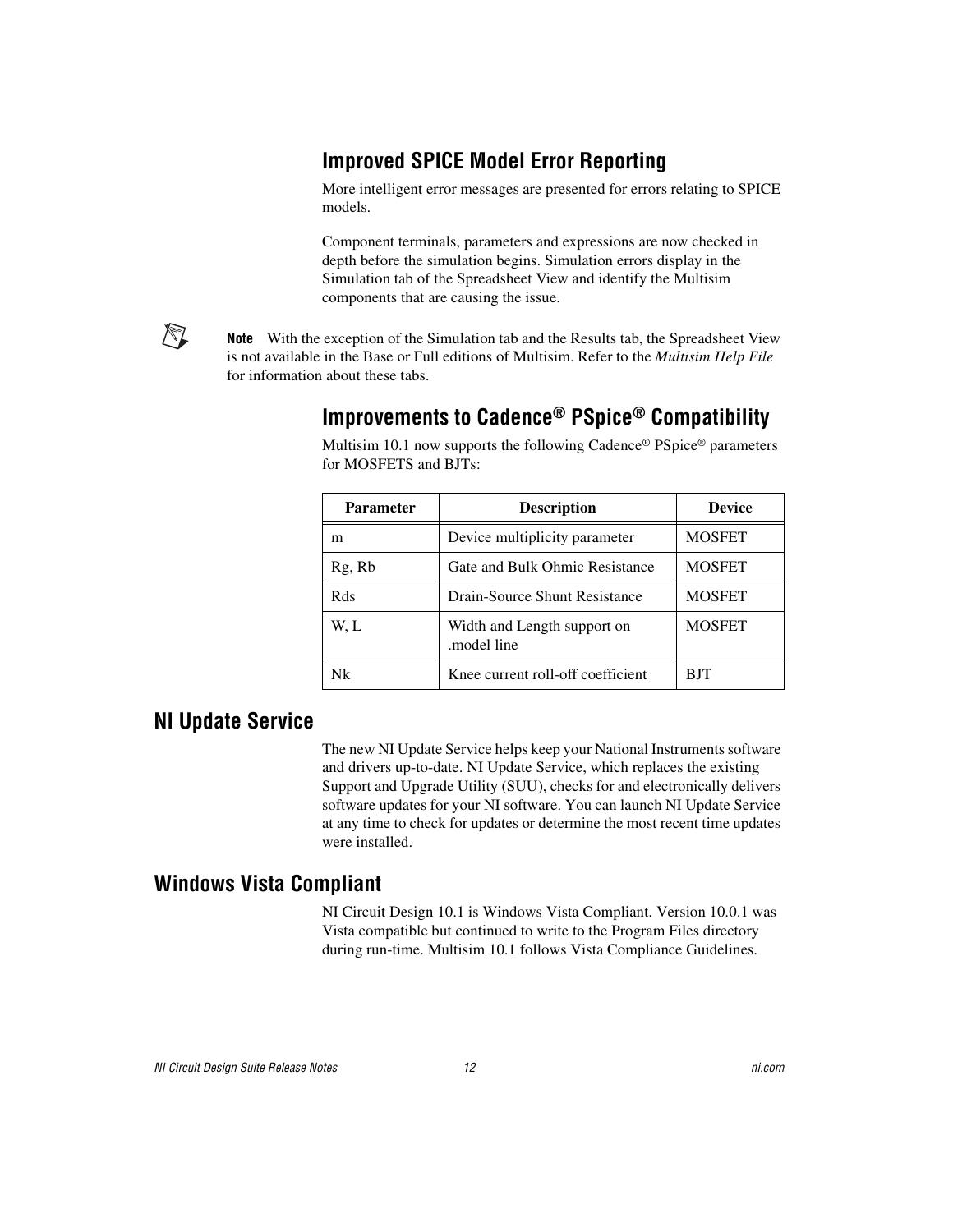### Improved SPICE Model Error Reporting

More intelligent error messages are presented for errors relating to SPICE models.

Component terminals, parameters and expressions are now checked in depth before the simulation begins. Simulation errors display in the Simulation tab of the Spreadsheet View and identify the Multisim components that are causing the issue.

**Note** With the exception of the Simulation tab and the Results tab, the Spreadsheet View is not available in the Base or Full editions of Multisim. Refer to the *Multisim Help File* for information about these tabs.

### Improvements to Cadence® PSpice® Compatibility

Multisim 10.1 now supports the following Cadence® PSpice® parameters for MOSFETS and BJTs:

| Parameter | Description | Device |
| --- | --- | --- |
| m | Device multiplicity parameter | MOSFET |
| Rg, Rb | Gate and Bulk Ohmic Resistance | MOSFET |
| Rds | Drain-Source Shunt Resistance | MOSFET |
| W, L | Width and Length support on .model line | MOSFET |
| Nk | Knee current roll-off coefficient | BJT |

## NI Update Service

The new NI Update Service helps keep your National Instruments software and drivers up-to-date. NI Update Service, which replaces the existing Support and Upgrade Utility (SUU), checks for and electronically delivers software updates for your NI software. You can launch NI Update Service at any time to check for updates or determine the most recent time updates were installed.

## Windows Vista Compliant

NI Circuit Design 10.1 is Windows Vista Compliant. Version 10.0.1 was Vista compatible but continued to write to the Program Files directory during run-time. Multisim 10.1 follows Vista Compliance Guidelines.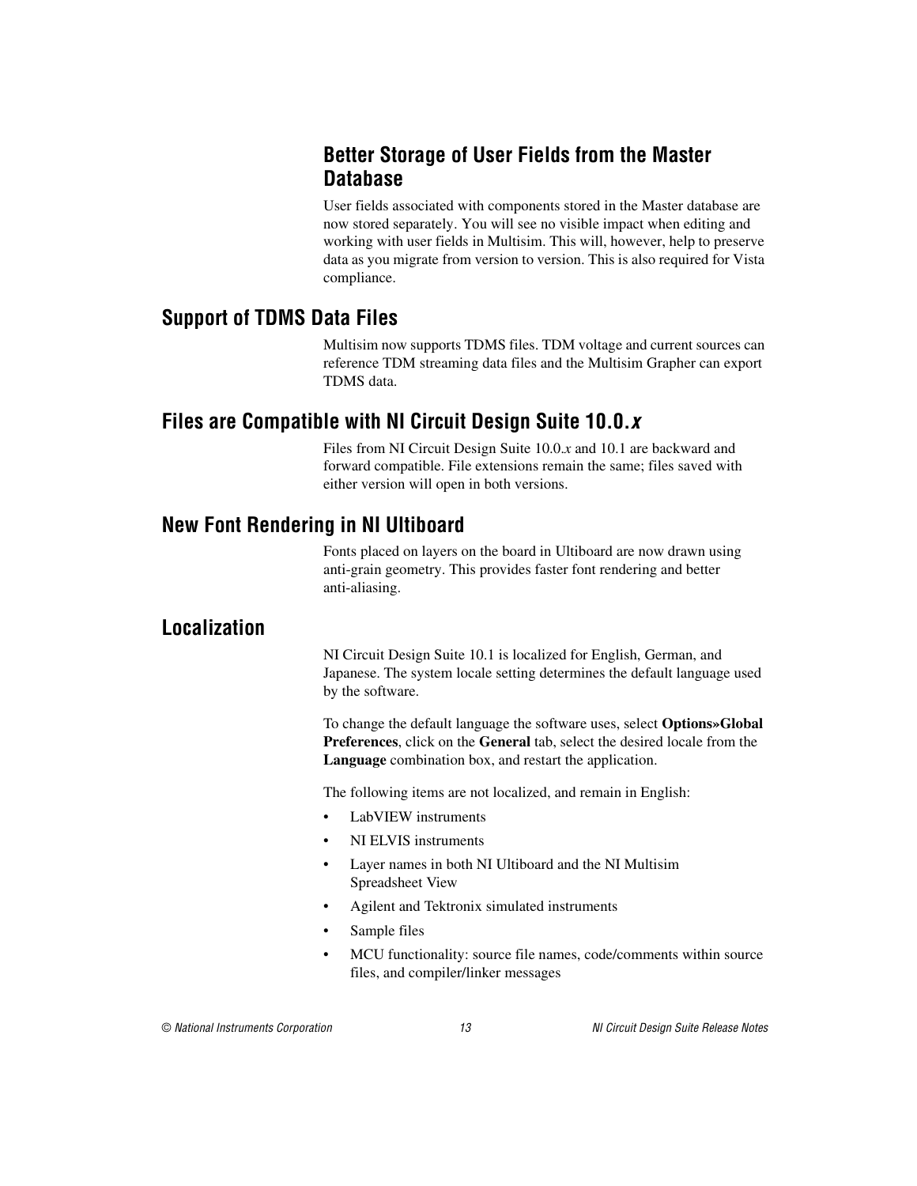### Better Storage of User Fields from the Master Database

User fields associated with components stored in the Master database are now stored separately. You will see no visible impact when editing and working with user fields in Multisim. This will, however, help to preserve data as you migrate from version to version. This is also required for Vista compliance.

## Support of TDMS Data Files

Multisim now supports TDMS files. TDM voltage and current sources can reference TDM streaming data files and the Multisim Grapher can export TDMS data.

## Files are Compatible with NI Circuit Design Suite 10.0.*x*

Files from NI Circuit Design Suite 10.0.*x* and 10.1 are backward and forward compatible. File extensions remain the same; files saved with either version will open in both versions.

## New Font Rendering in NI Ultiboard

Fonts placed on layers on the board in Ultiboard are now drawn using anti-grain geometry. This provides faster font rendering and better anti-aliasing.

## Localization

NI Circuit Design Suite 10.1 is localized for English, German, and Japanese. The system locale setting determines the default language used by the software.

To change the default language the software uses, select **Options»Global Preferences**, click on the **General** tab, select the desired locale from the **Language** combination box, and restart the application.

The following items are not localized, and remain in English:

- LabVIEW instruments
- NI ELVIS instruments
- Layer names in both NI Ultiboard and the NI Multisim Spreadsheet View
- Agilent and Tektronix simulated instruments
- Sample files
- MCU functionality: source file names, code/comments within source files, and compiler/linker messages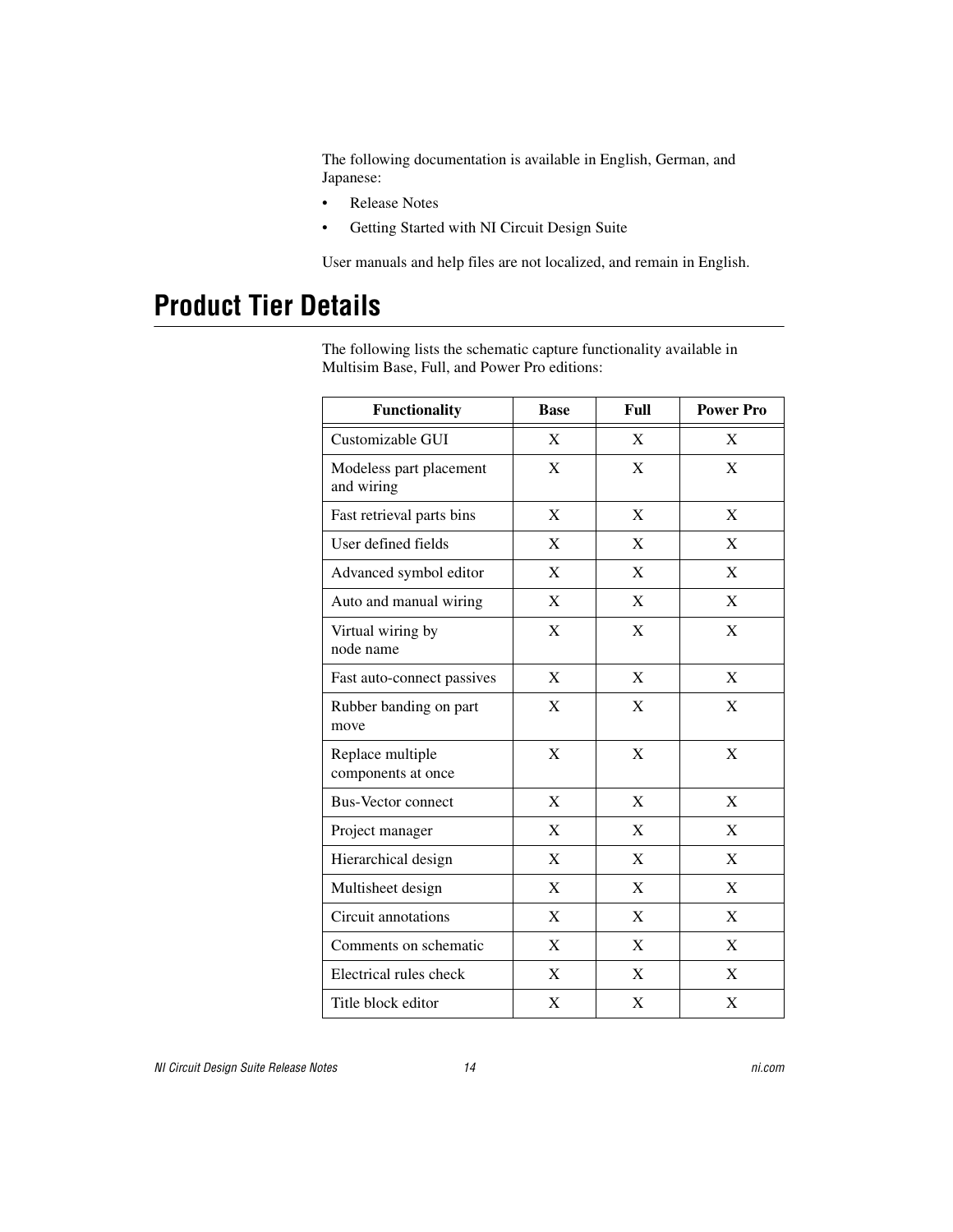The following documentation is available in English, German, and Japanese:

- Release Notes
- Getting Started with NI Circuit Design Suite

User manuals and help files are not localized, and remain in English.

# Product Tier Details

The following lists the schematic capture functionality available in Multisim Base, Full, and Power Pro editions:

| Functionality | Base | Full | Power Pro |
|---|---|---|---|
| Customizable GUI | X | X | X |
| Modeless part placement and wiring | X | X | X |
| Fast retrieval parts bins | X | X | X |
| User defined fields | X | X | X |
| Advanced symbol editor | X | X | X |
| Auto and manual wiring | X | X | X |
| Virtual wiring by node name | X | X | X |
| Fast auto-connect passives | X | X | X |
| Rubber banding on part move | X | X | X |
| Replace multiple components at once | X | X | X |
| Bus-Vector connect | X | X | X |
| Project manager | X | X | X |
| Hierarchical design | X | X | X |
| Multisheet design | X | X | X |
| Circuit annotations | X | X | X |
| Comments on schematic | X | X | X |
| Electrical rules check | X | X | X |
| Title block editor | X | X | X |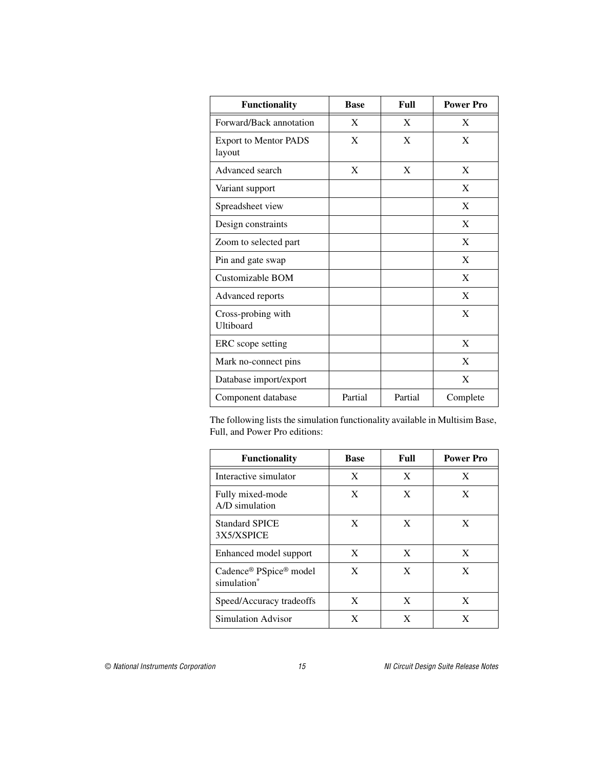| Functionality | Base | Full | Power Pro |
|---|---|---|---|
| Forward/Back annotation | X | X | X |
| Export to Mentor PADS layout | X | X | X |
| Advanced search | X | X | X |
| Variant support | | | X |
| Spreadsheet view | | | X |
| Design constraints | | | X |
| Zoom to selected part | | | X |
| Pin and gate swap | | | X |
| Customizable BOM | | | X |
| Advanced reports | | | X |
| Cross-probing with Ultiboard | | | X |
| ERC scope setting | | | X |
| Mark no-connect pins | | | X |
| Database import/export | | | X |
| Component database | Partial | Partial | Complete |

The following lists the simulation functionality available in Multisim Base, Full, and Power Pro editions:

| Functionality | Base | Full | Power Pro |
|---|---|---|---|
| Interactive simulator | X | X | X |
| Fully mixed-mode A/D simulation | X | X | X |
| Standard SPICE 3X5/XSPICE | X | X | X |
| Enhanced model support | X | X | X |
| Cadence® PSpice® model simulation* | X | X | X |
| Speed/Accuracy tradeoffs | X | X | X |
| Simulation Advisor | X | X | X |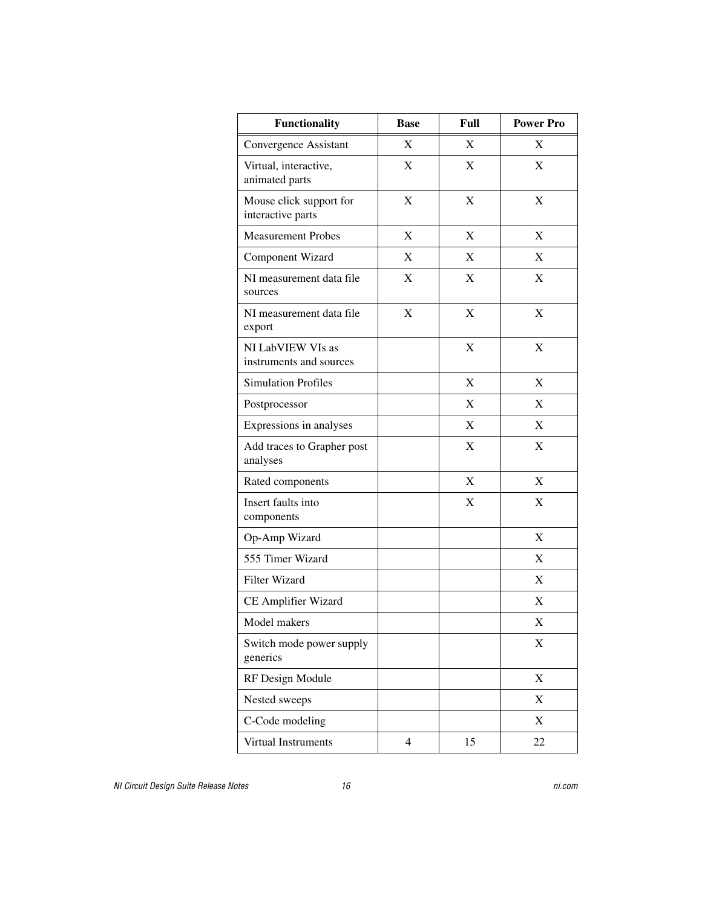| Functionality | Base | Full | Power Pro |
|---|---|---|---|
| Convergence Assistant | X | X | X |
| Virtual, interactive, animated parts | X | X | X |
| Mouse click support for interactive parts | X | X | X |
| Measurement Probes | X | X | X |
| Component Wizard | X | X | X |
| NI measurement data file sources | X | X | X |
| NI measurement data file export | X | X | X |
| NI LabVIEW VIs as instruments and sources | | X | X |
| Simulation Profiles | | X | X |
| Postprocessor | | X | X |
| Expressions in analyses | | X | X |
| Add traces to Grapher post analyses | | X | X |
| Rated components | | X | X |
| Insert faults into components | | X | X |
| Op-Amp Wizard | | | X |
| 555 Timer Wizard | | | X |
| Filter Wizard | | | X |
| CE Amplifier Wizard | | | X |
| Model makers | | | X |
| Switch mode power supply generics | | | X |
| RF Design Module | | | X |
| Nested sweeps | | | X |
| C-Code modeling | | | X |
| Virtual Instruments | 4 | 15 | 22 |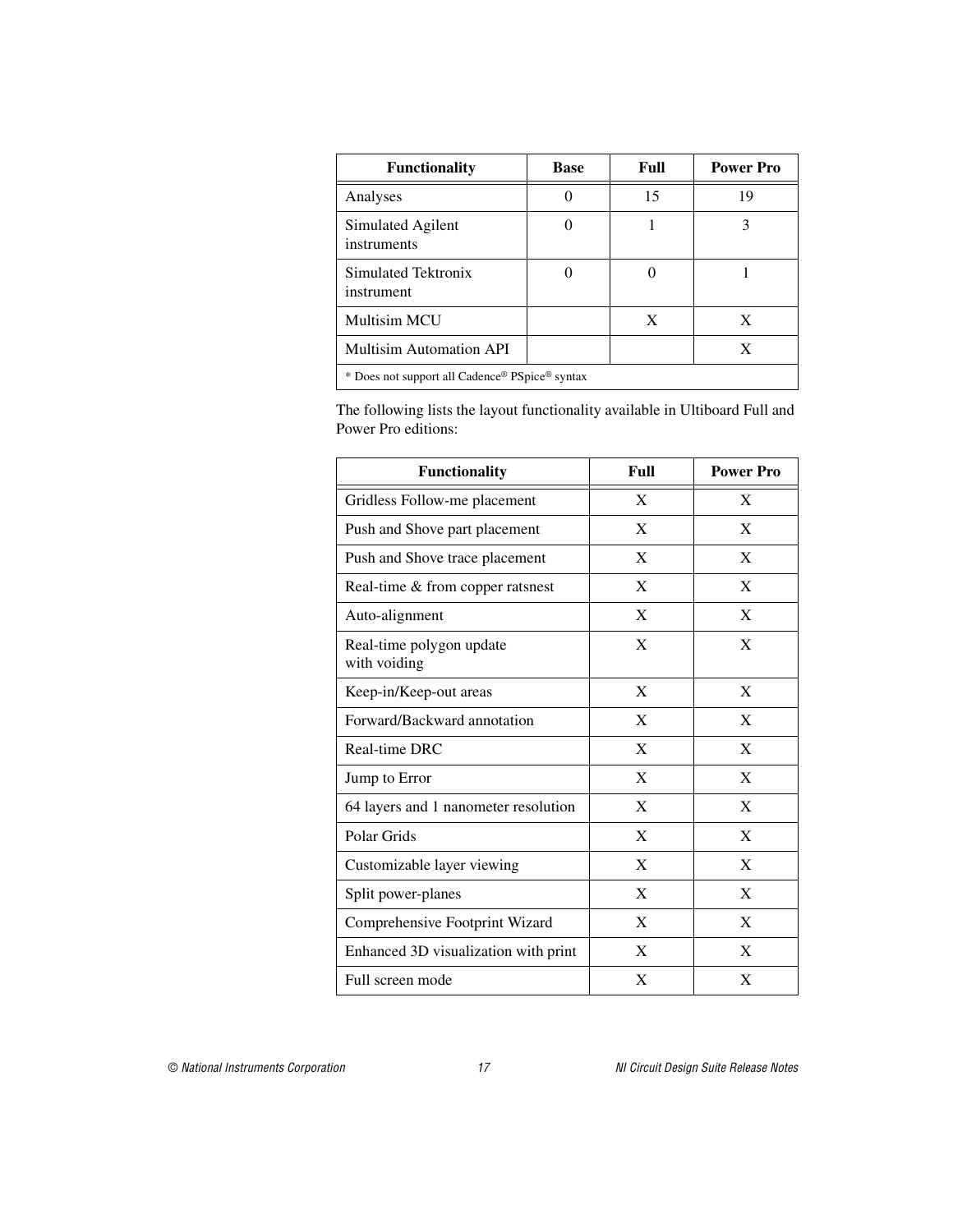| Functionality | Base | Full | Power Pro |
| --- | --- | --- | --- |
| Analyses | 0 | 15 | 19 |
| Simulated Agilent instruments | 0 | 1 | 3 |
| Simulated Tektronix instrument | 0 | 0 | 1 |
| Multisim MCU | | X | X |
| Multisim Automation API | | | X |
| * Does not support all Cadence® PSpice® syntax | | | |

The following lists the layout functionality available in Ultiboard Full and Power Pro editions:

| Functionality | Full | Power Pro |
| --- | --- | --- |
| Gridless Follow-me placement | X | X |
| Push and Shove part placement | X | X |
| Push and Shove trace placement | X | X |
| Real-time & from copper ratsnest | X | X |
| Auto-alignment | X | X |
| Real-time polygon update with voiding | X | X |
| Keep-in/Keep-out areas | X | X |
| Forward/Backward annotation | X | X |
| Real-time DRC | X | X |
| Jump to Error | X | X |
| 64 layers and 1 nanometer resolution | X | X |
| Polar Grids | X | X |
| Customizable layer viewing | X | X |
| Split power-planes | X | X |
| Comprehensive Footprint Wizard | X | X |
| Enhanced 3D visualization with print | X | X |
| Full screen mode | X | X |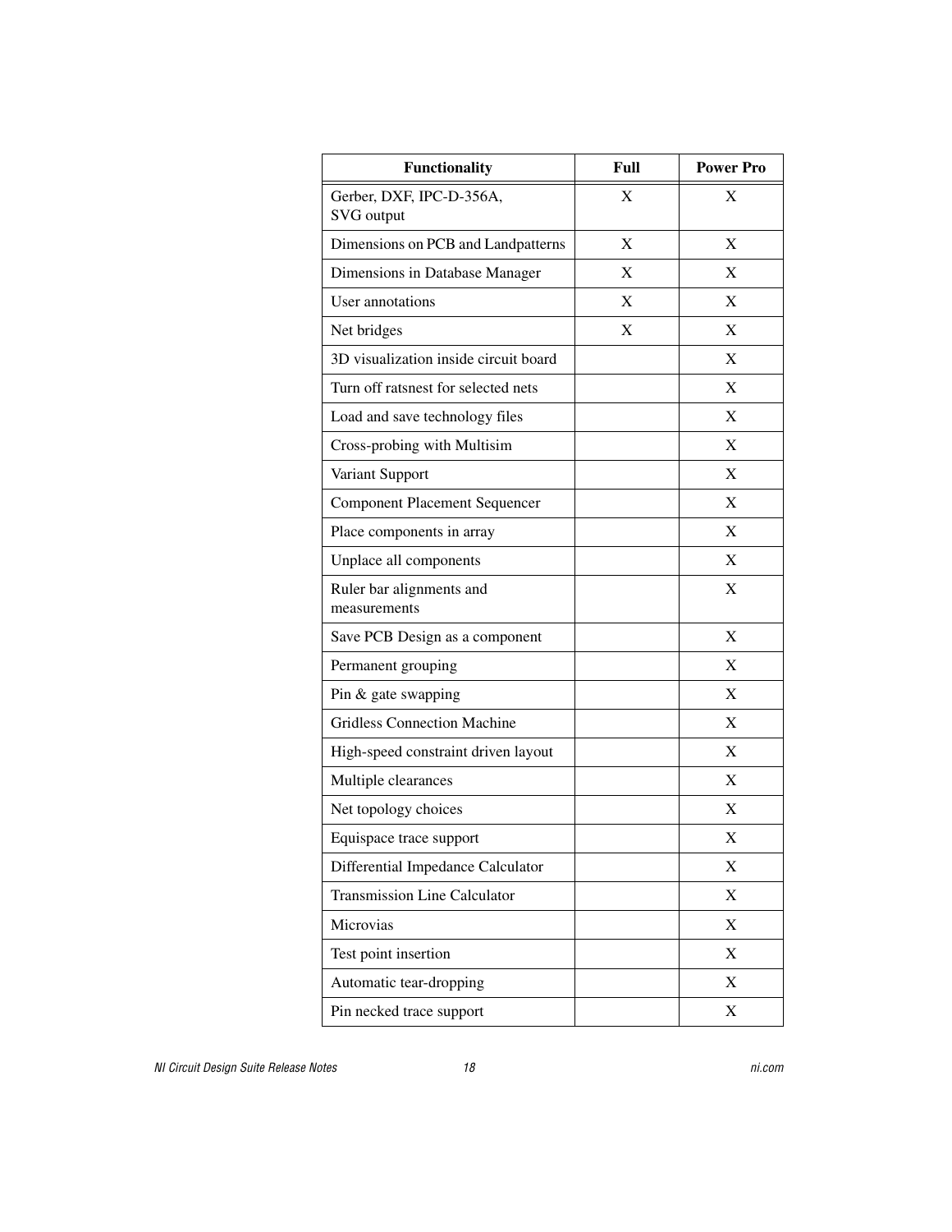| Functionality | Full | Power Pro |
|---|---|---|
| Gerber, DXF, IPC-D-356A, SVG output | X | X |
| Dimensions on PCB and Landpatterns | X | X |
| Dimensions in Database Manager | X | X |
| User annotations | X | X |
| Net bridges | X | X |
| 3D visualization inside circuit board | | X |
| Turn off ratsnest for selected nets | | X |
| Load and save technology files | | X |
| Cross-probing with Multisim | | X |
| Variant Support | | X |
| Component Placement Sequencer | | X |
| Place components in array | | X |
| Unplace all components | | X |
| Ruler bar alignments and measurements | | X |
| Save PCB Design as a component | | X |
| Permanent grouping | | X |
| Pin & gate swapping | | X |
| Gridless Connection Machine | | X |
| High-speed constraint driven layout | | X |
| Multiple clearances | | X |
| Net topology choices | | X |
| Equispace trace support | | X |
| Differential Impedance Calculator | | X |
| Transmission Line Calculator | | X |
| Microvias | | X |
| Test point insertion | | X |
| Automatic tear-dropping | | X |
| Pin necked trace support | | X |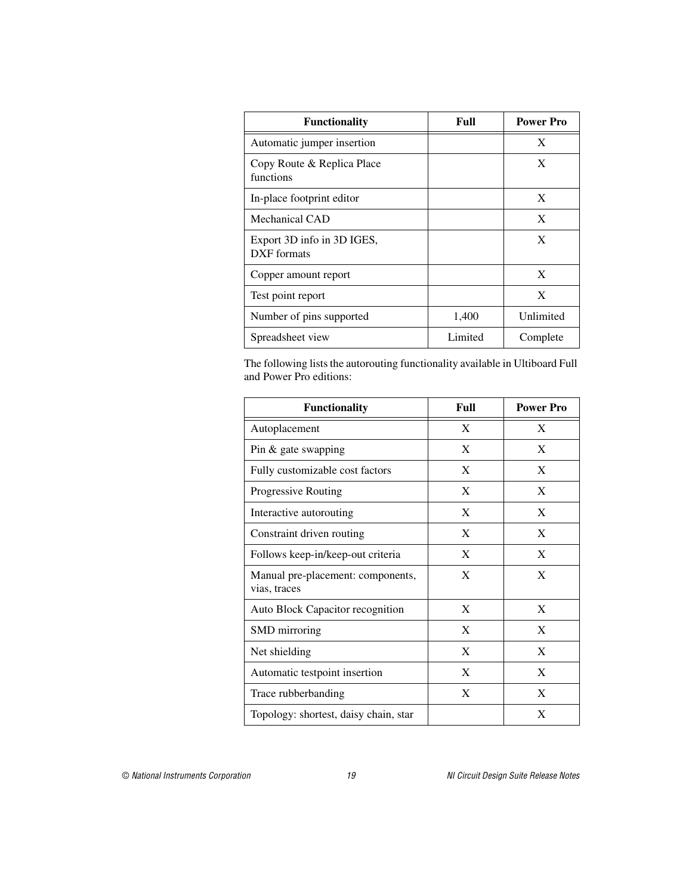| Functionality | Full | Power Pro |
| --- | --- | --- |
| Automatic jumper insertion | | X |
| Copy Route & Replica Place functions | | X |
| In-place footprint editor | | X |
| Mechanical CAD | | X |
| Export 3D info in 3D IGES, DXF formats | | X |
| Copper amount report | | X |
| Test point report | | X |
| Number of pins supported | 1,400 | Unlimited |
| Spreadsheet view | Limited | Complete |

The following lists the autorouting functionality available in Ultiboard Full and Power Pro editions:

| Functionality | Full | Power Pro |
| --- | --- | --- |
| Autoplacement | X | X |
| Pin & gate swapping | X | X |
| Fully customizable cost factors | X | X |
| Progressive Routing | X | X |
| Interactive autorouting | X | X |
| Constraint driven routing | X | X |
| Follows keep-in/keep-out criteria | X | X |
| Manual pre-placement: components, vias, traces | X | X |
| Auto Block Capacitor recognition | X | X |
| SMD mirroring | X | X |
| Net shielding | X | X |
| Automatic testpoint insertion | X | X |
| Trace rubberbanding | X | X |
| Topology: shortest, daisy chain, star | | X |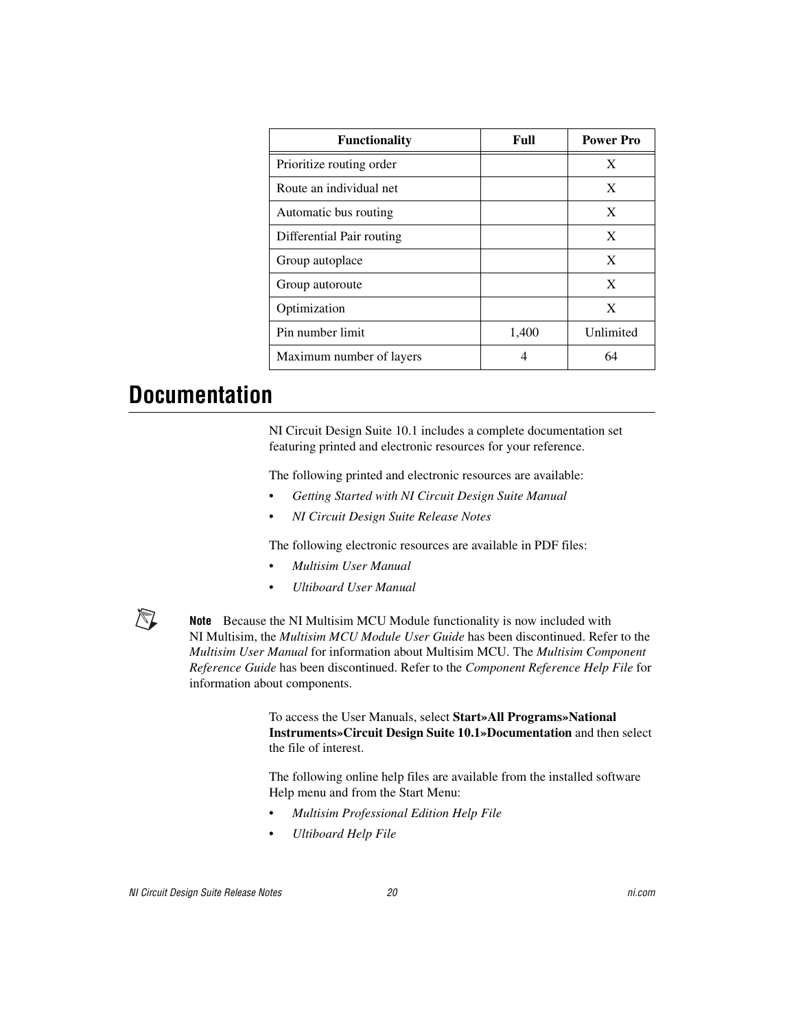| Functionality | Full | Power Pro |
|---|---|---|
| Prioritize routing order | | X |
| Route an individual net | | X |
| Automatic bus routing | | X |
| Differential Pair routing | | X |
| Group autoplace | | X |
| Group autoroute | | X |
| Optimization | | X |
| Pin number limit | 1,400 | Unlimited |
| Maximum number of layers | 4 | 64 |

# Documentation

NI Circuit Design Suite 10.1 includes a complete documentation set featuring printed and electronic resources for your reference.

The following printed and electronic resources are available:

- *Getting Started with NI Circuit Design Suite Manual*
- *NI Circuit Design Suite Release Notes*

The following electronic resources are available in PDF files:

- *Multisim User Manual*
- *Ultiboard User Manual*

**Note** Because the NI Multisim MCU Module functionality is now included with NI Multisim, the *Multisim MCU Module User Guide* has been discontinued. Refer to the *Multisim User Manual* for information about Multisim MCU. The *Multisim Component Reference Guide* has been discontinued. Refer to the *Component Reference Help File* for information about components.

To access the User Manuals, select **Start»All Programs»National Instruments»Circuit Design Suite 10.1»Documentation** and then select the file of interest.

The following online help files are available from the installed software Help menu and from the Start Menu:

- *Multisim Professional Edition Help File*
- *Ultiboard Help File*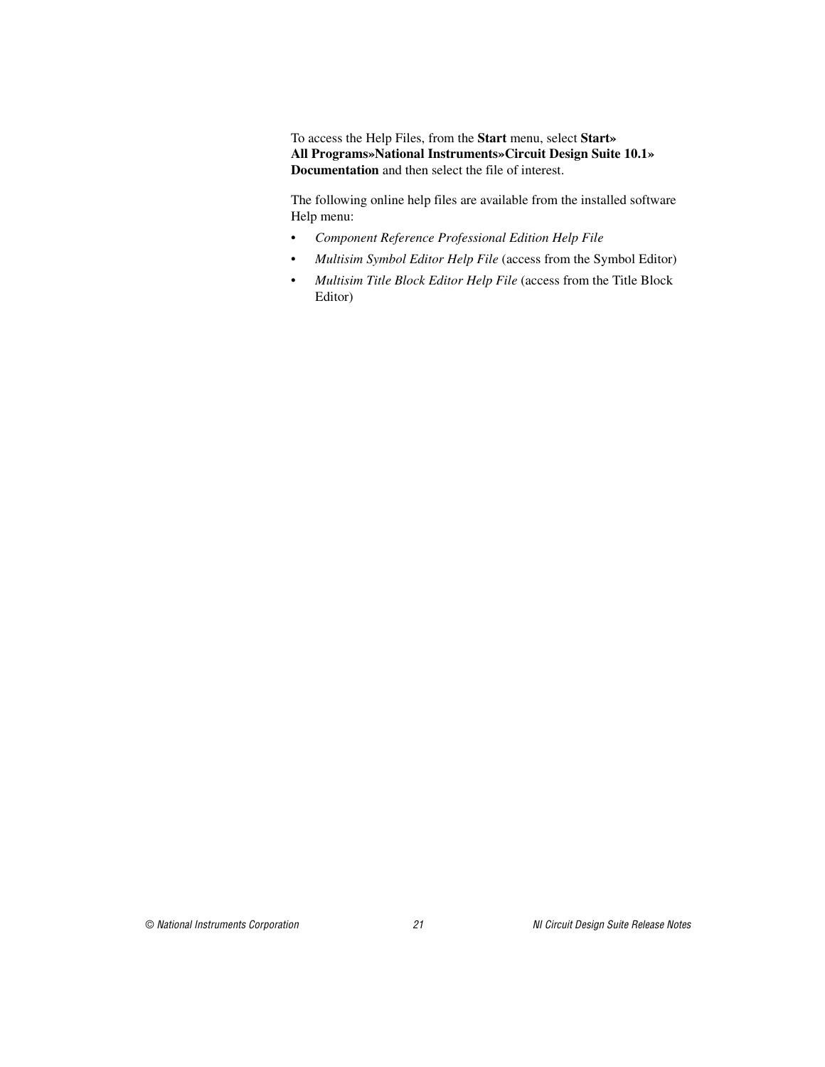To access the Help Files, from the **Start** menu, select **Start» All Programs»National Instruments»Circuit Design Suite 10.1» Documentation** and then select the file of interest.

The following online help files are available from the installed software Help menu:

- *Component Reference Professional Edition Help File*
- *Multisim Symbol Editor Help File* (access from the Symbol Editor)
- *Multisim Title Block Editor Help File* (access from the Title Block Editor)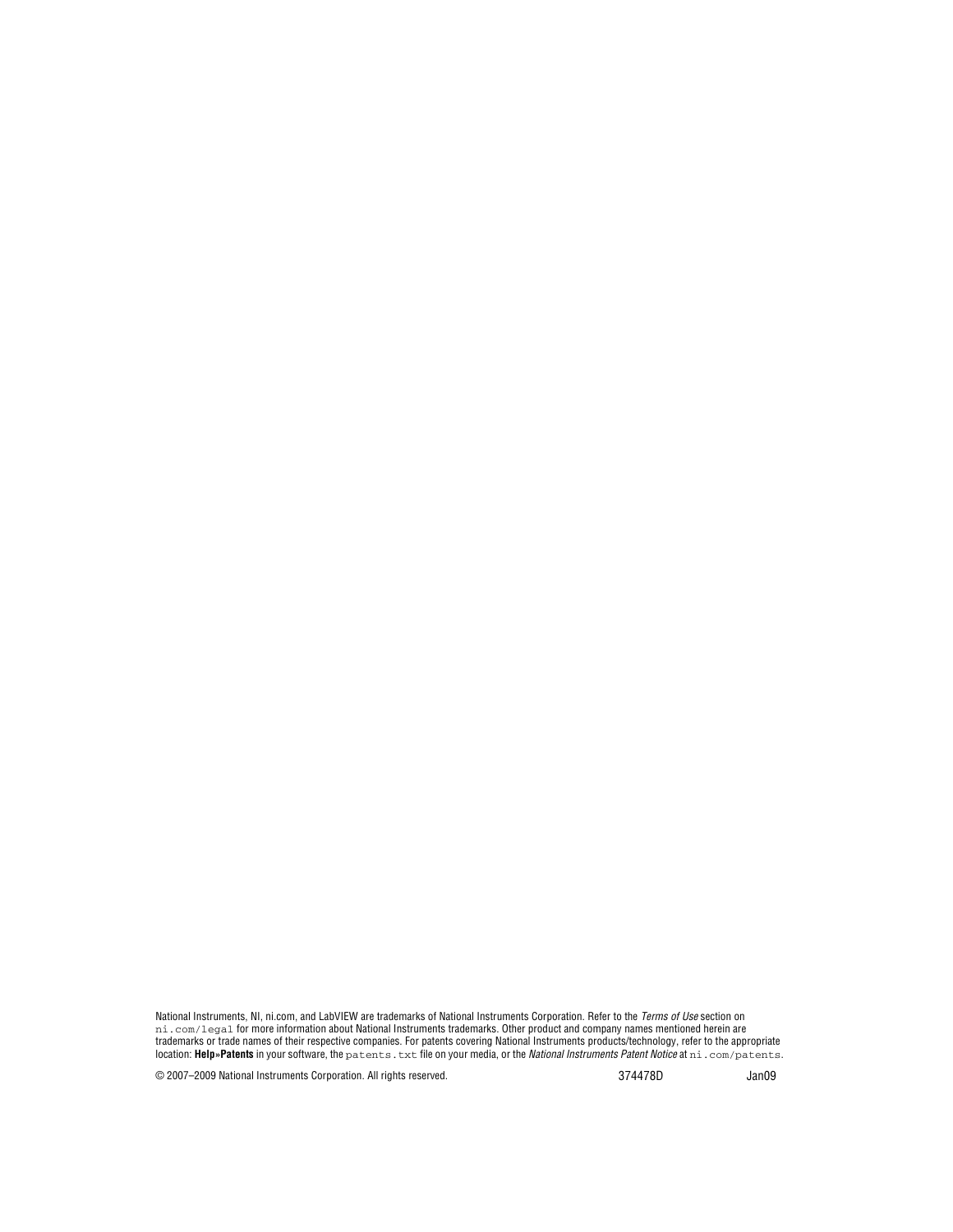National Instruments, NI, ni.com, and LabVIEW are trademarks of National Instruments Corporation. Refer to the *Terms of Use* section on `ni.com/legal` for more information about National Instruments trademarks. Other product and company names mentioned herein are trademarks or trade names of their respective companies. For patents covering National Instruments products/technology, refer to the appropriate location: **Help»Patents** in your software, the `patents.txt` file on your media, or the *National Instruments Patent Notice* at `ni.com/patents`.

© 2007–2009 National Instruments Corporation. All rights reserved. 374478D Jan09